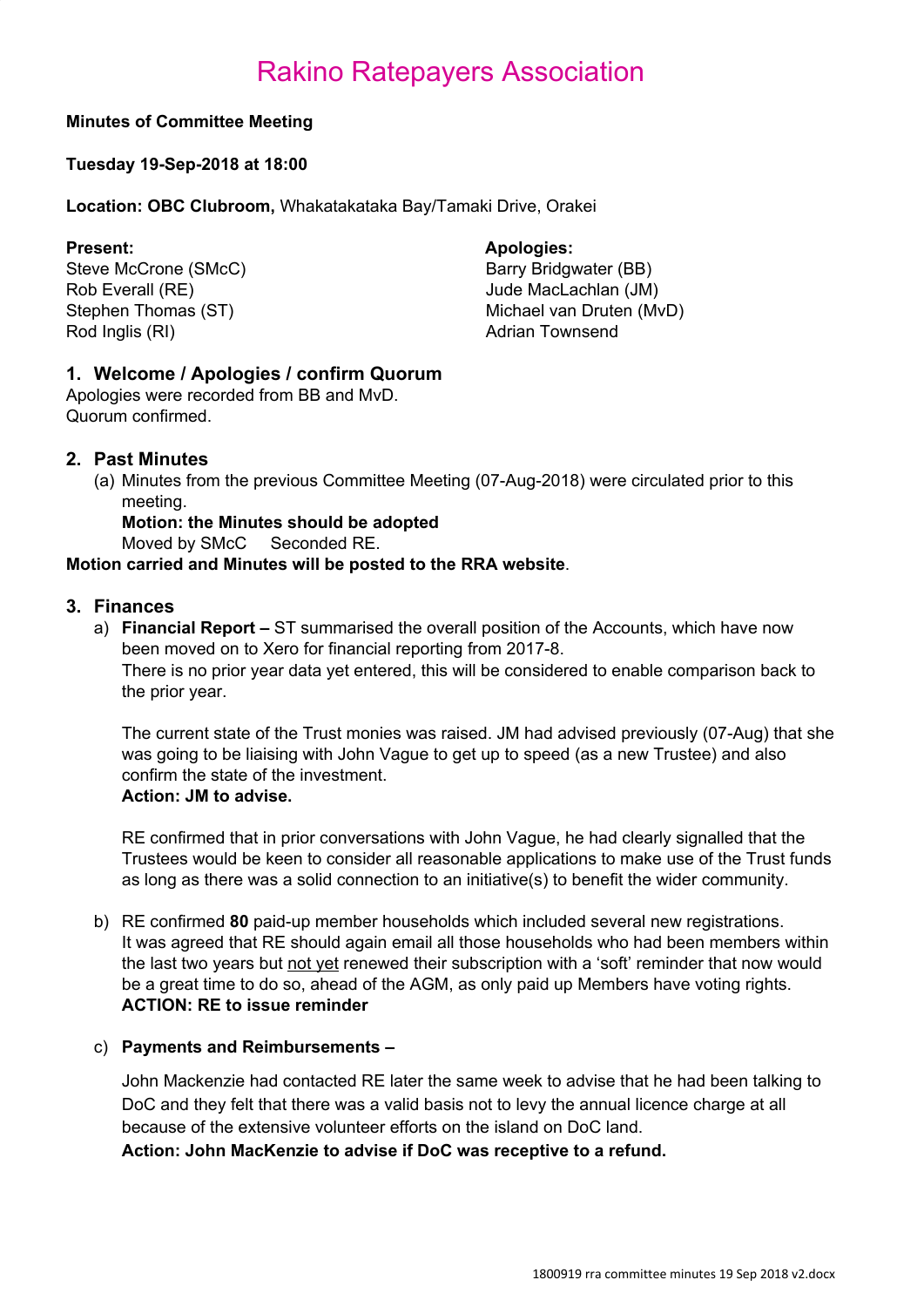# Rakino Ratepayers Association

**Minutes of Committee Meeting**

**Tuesday 19-Sep-2018 at 18:00**

**Location: OBC Clubroom,** Whakatakataka Bay/Tamaki Drive, Orakei

**Present:**
Steve McCrone (SMcC)
Rob Everall (RE)
Stephen Thomas (ST)
Rod Inglis (RI)

**Apologies:**
Barry Bridgwater (BB)
Jude MacLachlan (JM)
Michael van Druten (MvD)
Adrian Townsend

## 1. Welcome / Apologies / confirm Quorum

Apologies were recorded from BB and MvD.
Quorum confirmed.

## 2. Past Minutes

(a) Minutes from the previous Committee Meeting (07-Aug-2018) were circulated prior to this meeting.
**Motion: the Minutes should be adopted**
Moved by SMcC    Seconded RE.

**Motion carried and Minutes will be posted to the RRA website**.

## 3. Finances

a) **Financial Report –** ST summarised the overall position of the Accounts, which have now been moved on to Xero for financial reporting from 2017-8.
There is no prior year data yet entered, this will be considered to enable comparison back to the prior year.

The current state of the Trust monies was raised. JM had advised previously (07-Aug) that she was going to be liaising with John Vague to get up to speed (as a new Trustee) and also confirm the state of the investment.
**Action: JM to advise.**

RE confirmed that in prior conversations with John Vague, he had clearly signalled that the Trustees would be keen to consider all reasonable applications to make use of the Trust funds as long as there was a solid connection to an initiative(s) to benefit the wider community.

b) RE confirmed **80** paid-up member households which included several new registrations.
It was agreed that RE should again email all those households who had been members within the last two years but not yet renewed their subscription with a 'soft' reminder that now would be a great time to do so, ahead of the AGM, as only paid up Members have voting rights.
**ACTION: RE to issue reminder**

c) **Payments and Reimbursements –**

John Mackenzie had contacted RE later the same week to advise that he had been talking to DoC and they felt that there was a valid basis not to levy the annual licence charge at all because of the extensive volunteer efforts on the island on DoC land.
**Action: John MacKenzie to advise if DoC was receptive to a refund.**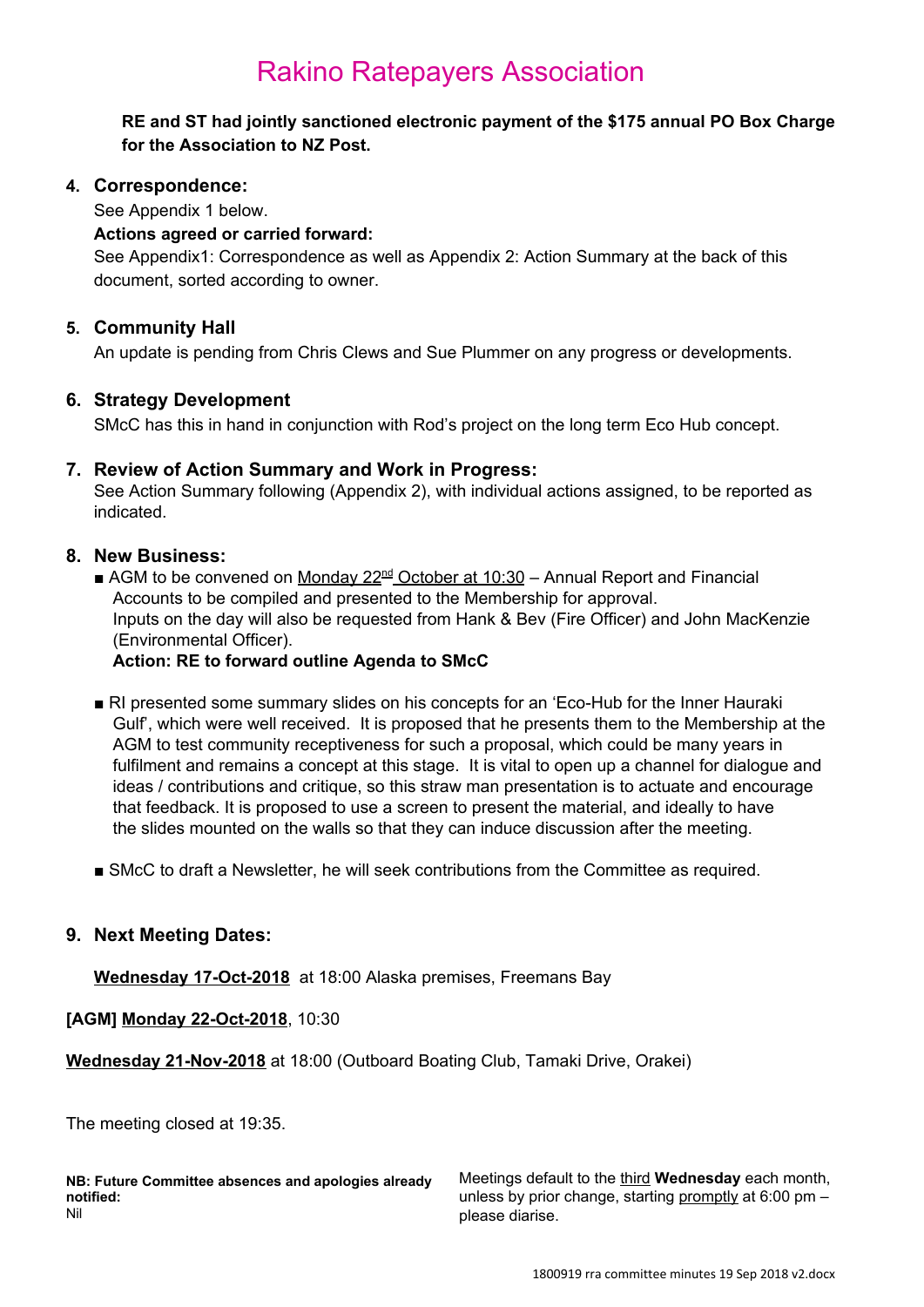# Rakino Ratepayers Association

**RE and ST had jointly sanctioned electronic payment of the $175 annual PO Box Charge for the Association to NZ Post.**

## 4. Correspondence:

See Appendix 1 below.

**Actions agreed or carried forward:**

See Appendix1: Correspondence as well as Appendix 2: Action Summary at the back of this document, sorted according to owner.

## 5. Community Hall

An update is pending from Chris Clews and Sue Plummer on any progress or developments.

## 6. Strategy Development

SMcC has this in hand in conjunction with Rod's project on the long term Eco Hub concept.

## 7. Review of Action Summary and Work in Progress:

See Action Summary following (Appendix 2), with individual actions assigned, to be reported as indicated.

## 8. New Business:

- AGM to be convened on Monday 22nd October at 10:30 – Annual Report and Financial Accounts to be compiled and presented to the Membership for approval.
  Inputs on the day will also be requested from Hank & Bev (Fire Officer) and John MacKenzie (Environmental Officer).
  **Action: RE to forward outline Agenda to SMcC**

- RI presented some summary slides on his concepts for an 'Eco-Hub for the Inner Hauraki Gulf', which were well received. It is proposed that he presents them to the Membership at the AGM to test community receptiveness for such a proposal, which could be many years in fulfilment and remains a concept at this stage. It is vital to open up a channel for dialogue and ideas / contributions and critique, so this straw man presentation is to actuate and encourage that feedback. It is proposed to use a screen to present the material, and ideally to have the slides mounted on the walls so that they can induce discussion after the meeting.

- SMcC to draft a Newsletter, he will seek contributions from the Committee as required.

## 9. Next Meeting Dates:

**Wednesday 17-Oct-2018** at 18:00 Alaska premises, Freemans Bay

**[AGM] Monday 22-Oct-2018**, 10:30

**Wednesday 21-Nov-2018** at 18:00 (Outboard Boating Club, Tamaki Drive, Orakei)

The meeting closed at 19:35.

**NB: Future Committee absences and apologies already notified:**
Nil

Meetings default to the third **Wednesday** each month, unless by prior change, starting promptly at 6:00 pm – please diarise.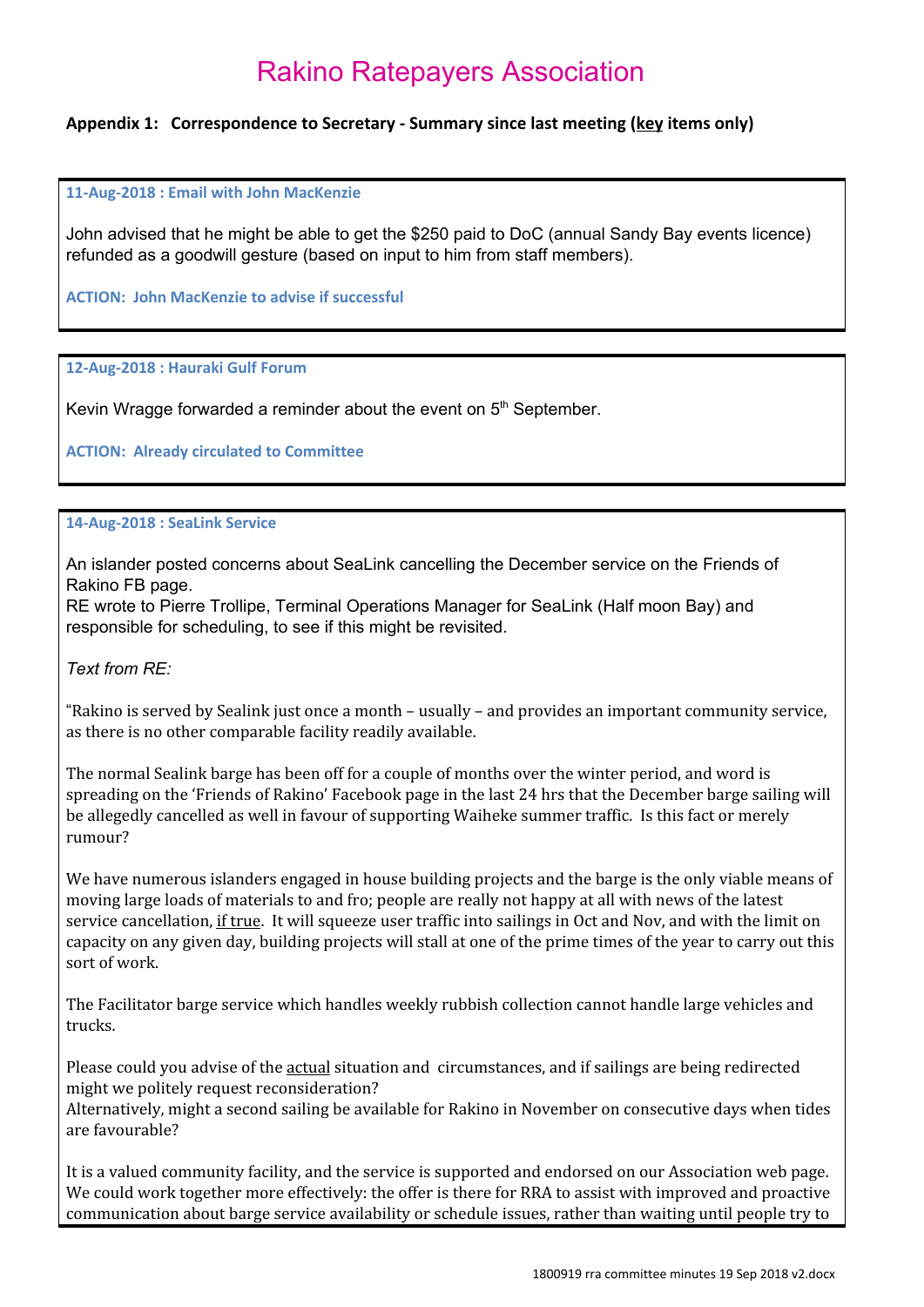# Rakino Ratepayers Association

## Appendix 1: Correspondence to Secretary - Summary since last meeting (key items only)

**11-Aug-2018 : Email with John MacKenzie**

John advised that he might be able to get the $250 paid to DoC (annual Sandy Bay events licence) refunded as a goodwill gesture (based on input to him from staff members).

**ACTION: John MacKenzie to advise if successful**

**12-Aug-2018 : Hauraki Gulf Forum**

Kevin Wragge forwarded a reminder about the event on 5th September.

**ACTION: Already circulated to Committee**

**14-Aug-2018 : SeaLink Service**

An islander posted concerns about SeaLink cancelling the December service on the Friends of Rakino FB page.
RE wrote to Pierre Trollipe, Terminal Operations Manager for SeaLink (Half moon Bay) and responsible for scheduling, to see if this might be revisited.

*Text from RE:*

"Rakino is served by Sealink just once a month – usually – and provides an important community service, as there is no other comparable facility readily available.

The normal Sealink barge has been off for a couple of months over the winter period, and word is spreading on the 'Friends of Rakino' Facebook page in the last 24 hrs that the December barge sailing will be allegedly cancelled as well in favour of supporting Waiheke summer traffic. Is this fact or merely rumour?

We have numerous islanders engaged in house building projects and the barge is the only viable means of moving large loads of materials to and fro; people are really not happy at all with news of the latest service cancellation, if true. It will squeeze user traffic into sailings in Oct and Nov, and with the limit on capacity on any given day, building projects will stall at one of the prime times of the year to carry out this sort of work.

The Facilitator barge service which handles weekly rubbish collection cannot handle large vehicles and trucks.

Please could you advise of the actual situation and circumstances, and if sailings are being redirected might we politely request reconsideration?
Alternatively, might a second sailing be available for Rakino in November on consecutive days when tides are favourable?

It is a valued community facility, and the service is supported and endorsed on our Association web page. We could work together more effectively: the offer is there for RRA to assist with improved and proactive communication about barge service availability or schedule issues, rather than waiting until people try to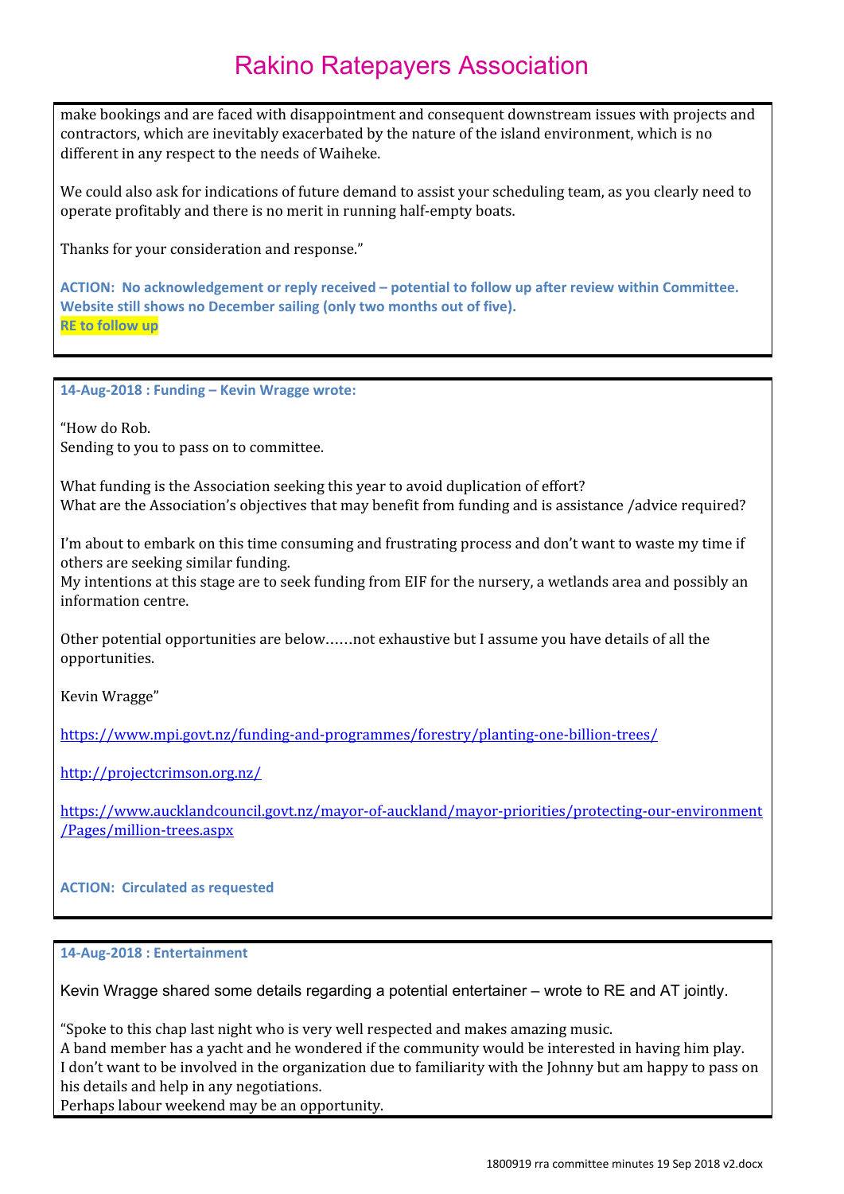make bookings and are faced with disappointment and consequent downstream issues with projects and contractors, which are inevitably exacerbated by the nature of the island environment, which is no different in any respect to the needs of Waiheke.

We could also ask for indications of future demand to assist your scheduling team, as you clearly need to operate profitably and there is no merit in running half-empty boats.

Thanks for your consideration and response."

**ACTION: No acknowledgement or reply received – potential to follow up after review within Committee. Website still shows no December sailing (only two months out of five).**
**RE to follow up**

---

**14-Aug-2018 : Funding – Kevin Wragge wrote:**

"How do Rob.
Sending to you to pass on to committee.

What funding is the Association seeking this year to avoid duplication of effort?
What are the Association's objectives that may benefit from funding and is assistance /advice required?

I'm about to embark on this time consuming and frustrating process and don't want to waste my time if others are seeking similar funding.
My intentions at this stage are to seek funding from EIF for the nursery, a wetlands area and possibly an information centre.

Other potential opportunities are below……not exhaustive but I assume you have details of all the opportunities.

Kevin Wragge"

https://www.mpi.govt.nz/funding-and-programmes/forestry/planting-one-billion-trees/

http://projectcrimson.org.nz/

https://www.aucklandcouncil.govt.nz/mayor-of-auckland/mayor-priorities/protecting-our-environment/Pages/million-trees.aspx

**ACTION: Circulated as requested**

---

**14-Aug-2018 : Entertainment**

Kevin Wragge shared some details regarding a potential entertainer – wrote to RE and AT jointly.

"Spoke to this chap last night who is very well respected and makes amazing music.
A band member has a yacht and he wondered if the community would be interested in having him play.
I don't want to be involved in the organization due to familiarity with the Johnny but am happy to pass on his details and help in any negotiations.
Perhaps labour weekend may be an opportunity.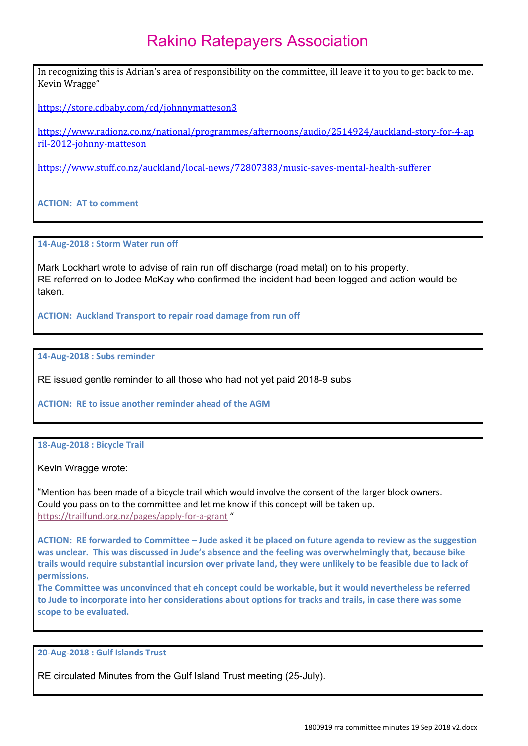# Rakino Ratepayers Association

In recognizing this is Adrian's area of responsibility on the committee, ill leave it to you to get back to me. Kevin Wragge"

https://store.cdbaby.com/cd/johnnymatteson3

https://www.radionz.co.nz/national/programmes/afternoons/audio/2514924/auckland-story-for-4-april-2012-johnny-matteson

https://www.stuff.co.nz/auckland/local-news/72807383/music-saves-mental-health-sufferer

**ACTION: AT to comment**

---

**14-Aug-2018 : Storm Water run off**

Mark Lockhart wrote to advise of rain run off discharge (road metal) on to his property.
RE referred on to Jodee McKay who confirmed the incident had been logged and action would be taken.

**ACTION: Auckland Transport to repair road damage from run off**

---

**14-Aug-2018 : Subs reminder**

RE issued gentle reminder to all those who had not yet paid 2018-9 subs

**ACTION: RE to issue another reminder ahead of the AGM**

---

**18-Aug-2018 : Bicycle Trail**

Kevin Wragge wrote:

"Mention has been made of a bicycle trail which would involve the consent of the larger block owners. Could you pass on to the committee and let me know if this concept will be taken up.
https://trailfund.org.nz/pages/apply-for-a-grant "

**ACTION: RE forwarded to Committee – Jude asked it be placed on future agenda to review as the suggestion was unclear. This was discussed in Jude's absence and the feeling was overwhelmingly that, because bike trails would require substantial incursion over private land, they were unlikely to be feasible due to lack of permissions.**
**The Committee was unconvinced that eh concept could be workable, but it would nevertheless be referred to Jude to incorporate into her considerations about options for tracks and trails, in case there was some scope to be evaluated.**

---

**20-Aug-2018 : Gulf Islands Trust**

RE circulated Minutes from the Gulf Island Trust meeting (25-July).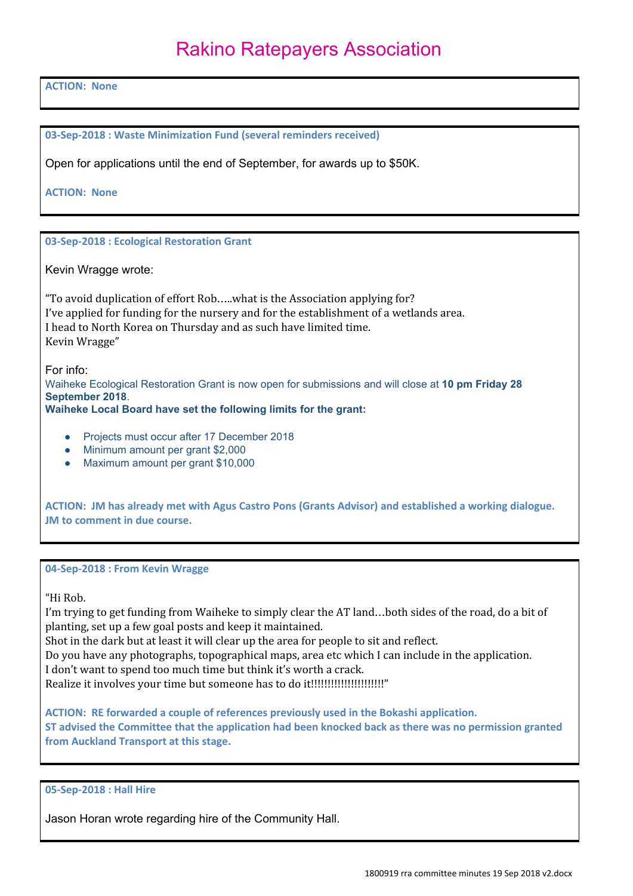**ACTION: None**

---

**03-Sep-2018 : Waste Minimization Fund (several reminders received)**

Open for applications until the end of September, for awards up to $50K.

**ACTION: None**

---

**03-Sep-2018 : Ecological Restoration Grant**

Kevin Wragge wrote:

"To avoid duplication of effort Rob…..what is the Association applying for?
I've applied for funding for the nursery and for the establishment of a wetlands area.
I head to North Korea on Thursday and as such have limited time.
Kevin Wragge"

For info:
Waiheke Ecological Restoration Grant is now open for submissions and will close at **10 pm Friday 28 September 2018**.
**Waiheke Local Board have set the following limits for the grant:**

- Projects must occur after 17 December 2018
- Minimum amount per grant $2,000
- Maximum amount per grant $10,000

**ACTION: JM has already met with Agus Castro Pons (Grants Advisor) and established a working dialogue. JM to comment in due course.**

---

**04-Sep-2018 : From Kevin Wragge**

"Hi Rob.
I'm trying to get funding from Waiheke to simply clear the AT land…both sides of the road, do a bit of planting, set up a few goal posts and keep it maintained.
Shot in the dark but at least it will clear up the area for people to sit and reflect.
Do you have any photographs, topographical maps, area etc which I can include in the application.
I don't want to spend too much time but think it's worth a crack.
Realize it involves your time but someone has to do it!!!!!!!!!!!!!!!!!!!!!"

**ACTION: RE forwarded a couple of references previously used in the Bokashi application.**
**ST advised the Committee that the application had been knocked back as there was no permission granted from Auckland Transport at this stage.**

---

**05-Sep-2018 : Hall Hire**

Jason Horan wrote regarding hire of the Community Hall.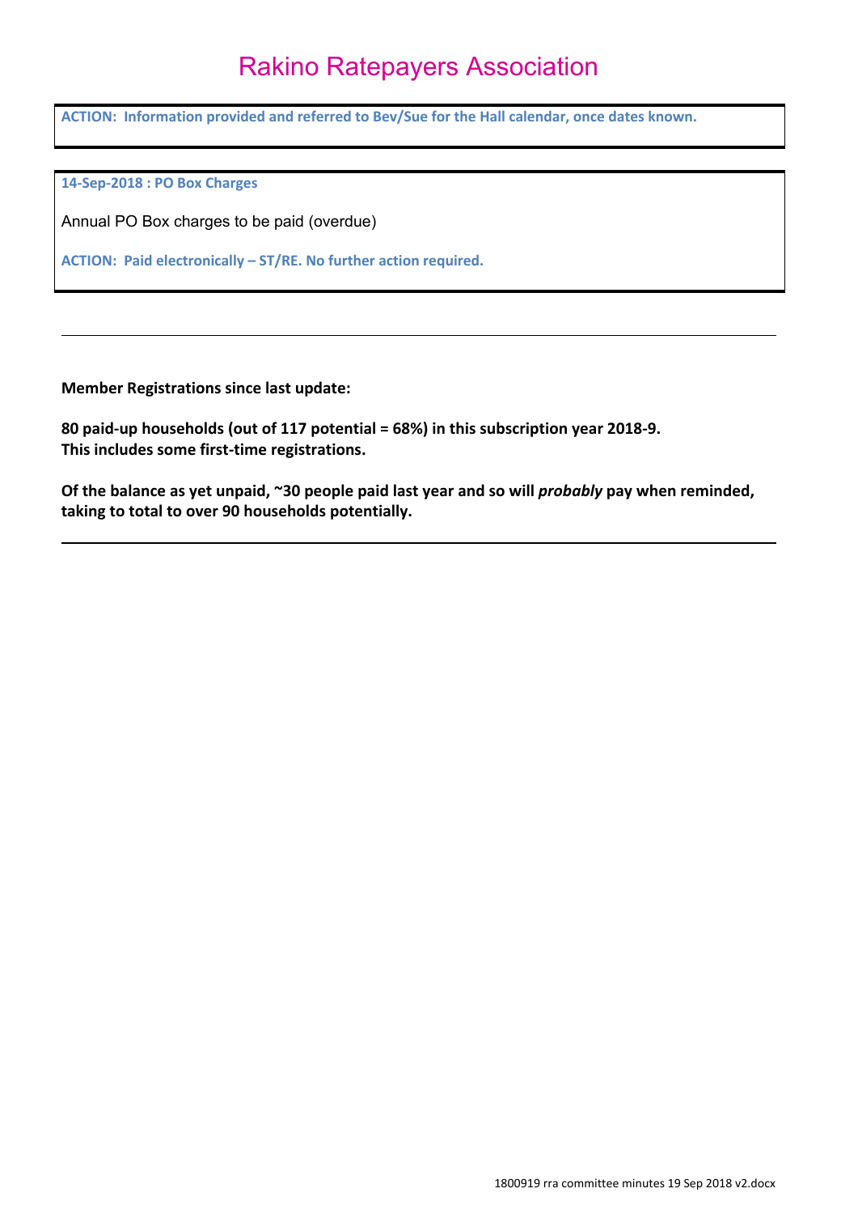**ACTION: Information provided and referred to Bev/Sue for the Hall calendar, once dates known.**

---

**14-Sep-2018 : PO Box Charges**

Annual PO Box charges to be paid (overdue)

**ACTION: Paid electronically – ST/RE. No further action required.**

---

**Member Registrations since last update:**

**80 paid-up households (out of 117 potential = 68%) in this subscription year 2018-9.**
**This includes some first-time registrations.**

**Of the balance as yet unpaid, ~30 people paid last year and so will *probably* pay when reminded, taking to total to over 90 households potentially.**

---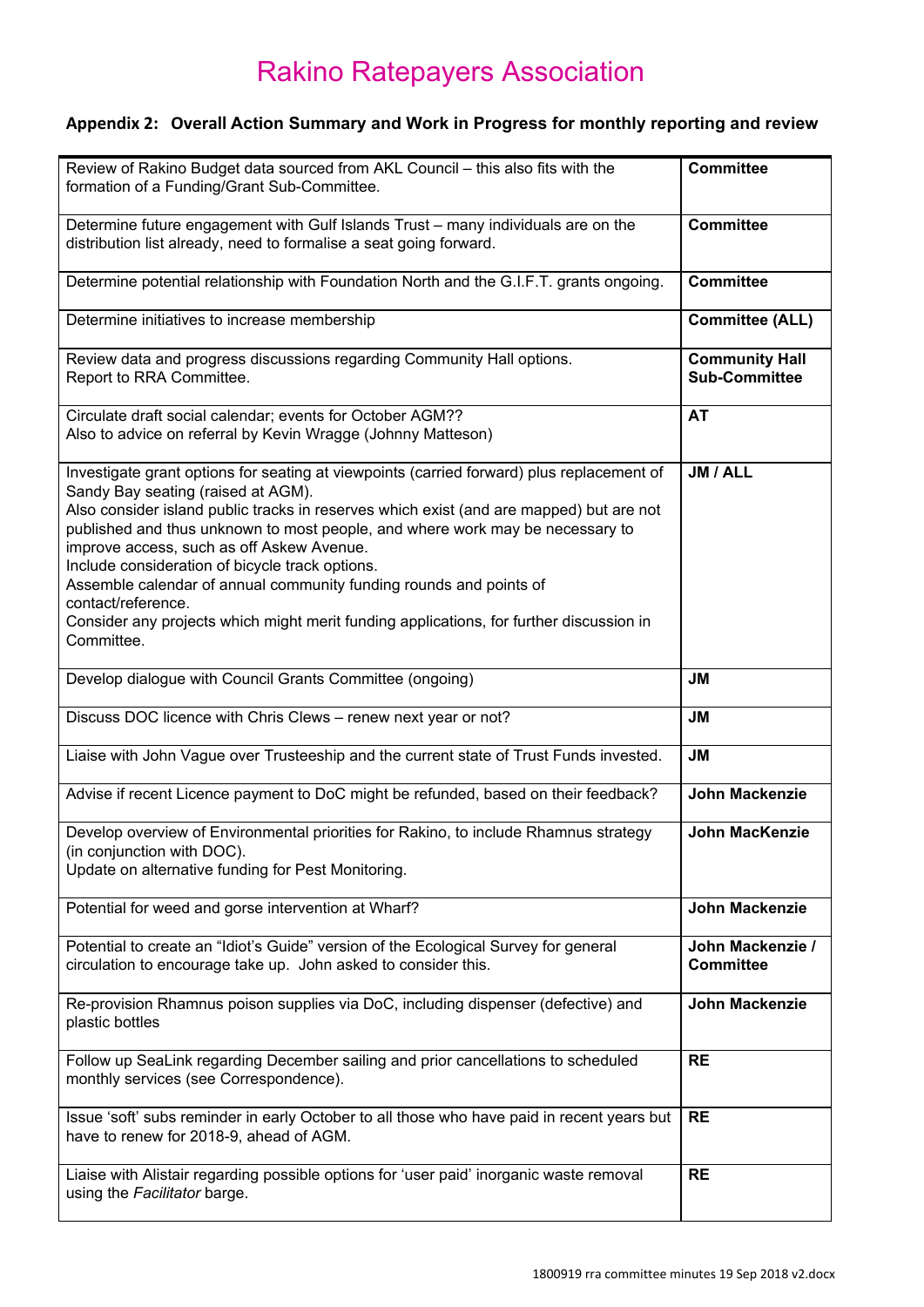# Rakino Ratepayers Association

## Appendix 2: Overall Action Summary and Work in Progress for monthly reporting and review

| Action | Responsibility |
|---|---|
| Review of Rakino Budget data sourced from AKL Council – this also fits with the formation of a Funding/Grant Sub-Committee. | **Committee** |
| Determine future engagement with Gulf Islands Trust – many individuals are on the distribution list already, need to formalise a seat going forward. | **Committee** |
| Determine potential relationship with Foundation North and the G.I.F.T. grants ongoing. | **Committee** |
| Determine initiatives to increase membership | **Committee (ALL)** |
| Review data and progress discussions regarding Community Hall options.<br>Report to RRA Committee. | **Community Hall Sub-Committee** |
| Circulate draft social calendar; events for October AGM??<br>Also to advice on referral by Kevin Wragge (Johnny Matteson) | **AT** |
| Investigate grant options for seating at viewpoints (carried forward) plus replacement of Sandy Bay seating (raised at AGM).<br>Also consider island public tracks in reserves which exist (and are mapped) but are not published and thus unknown to most people, and where work may be necessary to improve access, such as off Askew Avenue.<br>Include consideration of bicycle track options.<br>Assemble calendar of annual community funding rounds and points of contact/reference.<br>Consider any projects which might merit funding applications, for further discussion in Committee. | **JM / ALL** |
| Develop dialogue with Council Grants Committee (ongoing) | **JM** |
| Discuss DOC licence with Chris Clews – renew next year or not? | **JM** |
| Liaise with John Vague over Trusteeship and the current state of Trust Funds invested. | **JM** |
| Advise if recent Licence payment to DoC might be refunded, based on their feedback? | **John Mackenzie** |
| Develop overview of Environmental priorities for Rakino, to include Rhamnus strategy (in conjunction with DOC).<br>Update on alternative funding for Pest Monitoring. | **John MacKenzie** |
| Potential for weed and gorse intervention at Wharf? | **John Mackenzie** |
| Potential to create an "Idiot's Guide" version of the Ecological Survey for general circulation to encourage take up. John asked to consider this. | **John Mackenzie / Committee** |
| Re-provision Rhamnus poison supplies via DoC, including dispenser (defective) and plastic bottles | **John Mackenzie** |
| Follow up SeaLink regarding December sailing and prior cancellations to scheduled monthly services (see Correspondence). | **RE** |
| Issue 'soft' subs reminder in early October to all those who have paid in recent years but have to renew for 2018-9, ahead of AGM. | **RE** |
| Liaise with Alistair regarding possible options for 'user paid' inorganic waste removal using the *Facilitator* barge. | **RE** |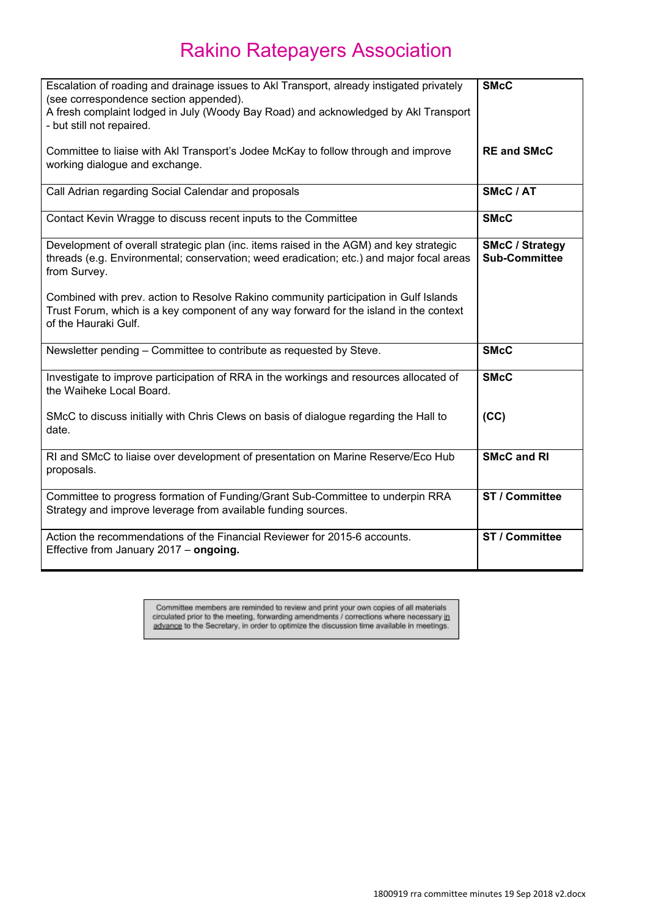# Rakino Ratepayers Association

| | |
|---|---|
| Escalation of roading and drainage issues to Akl Transport, already instigated privately (see correspondence section appended).<br>A fresh complaint lodged in July (Woody Bay Road) and acknowledged by Akl Transport - but still not repaired.<br><br>Committee to liaise with Akl Transport's Jodee McKay to follow through and improve working dialogue and exchange. | **SMcC**<br><br><br><br>**RE and SMcC** |
| Call Adrian regarding Social Calendar and proposals | **SMcC / AT** |
| Contact Kevin Wragge to discuss recent inputs to the Committee | **SMcC** |
| Development of overall strategic plan (inc. items raised in the AGM) and key strategic threads (e.g. Environmental; conservation; weed eradication; etc.) and major focal areas from Survey.<br><br>Combined with prev. action to Resolve Rakino community participation in Gulf Islands Trust Forum, which is a key component of any way forward for the island in the context of the Hauraki Gulf. | **SMcC / Strategy Sub-Committee** |
| Newsletter pending – Committee to contribute as requested by Steve. | **SMcC** |
| Investigate to improve participation of RRA in the workings and resources allocated of the Waiheke Local Board.<br><br>SMcC to discuss initially with Chris Clews on basis of dialogue regarding the Hall to date. | **SMcC**<br><br><br>**(CC)** |
| RI and SMcC to liaise over development of presentation on Marine Reserve/Eco Hub proposals. | **SMcC and RI** |
| Committee to progress formation of Funding/Grant Sub-Committee to underpin RRA Strategy and improve leverage from available funding sources. | **ST / Committee** |
| Action the recommendations of the Financial Reviewer for 2015-6 accounts.<br>Effective from January 2017 – **ongoing.** | **ST / Committee** |

Committee members are reminded to review and print your own copies of all materials circulated prior to the meeting, forwarding amendments / corrections where necessary in advance to the Secretary, in order to optimize the discussion time available in meetings.

1800919 rra committee minutes 19 Sep 2018 v2.docx